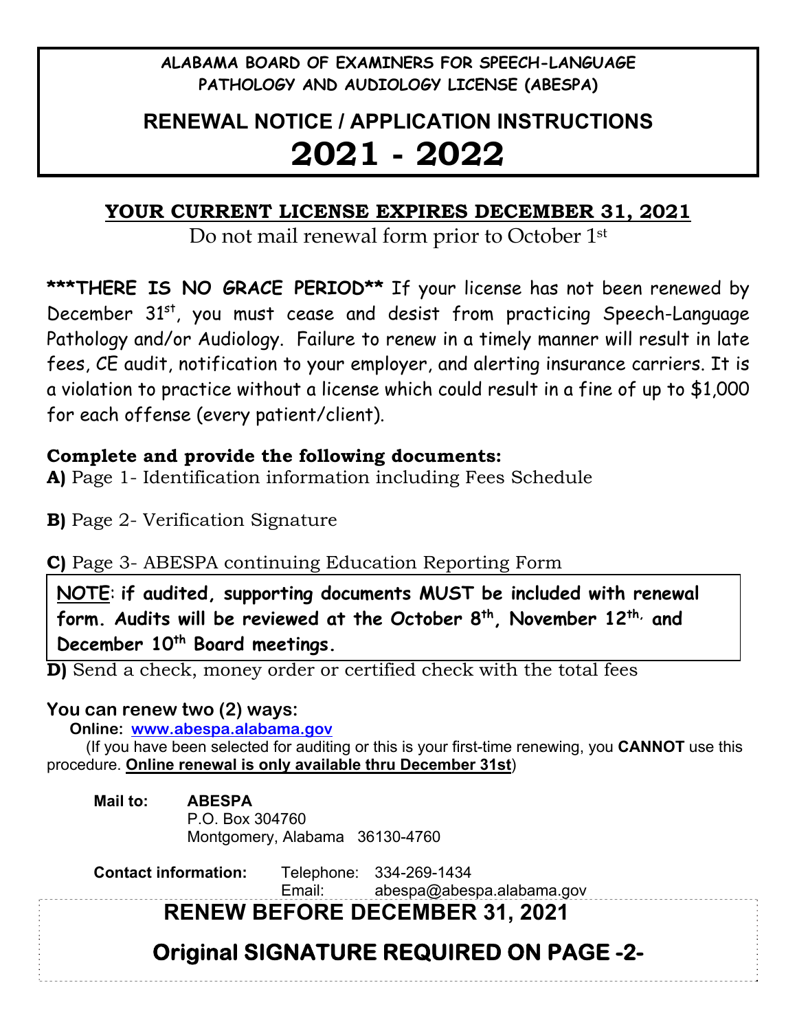**ALABAMA BOARD OF EXAMINERS FOR SPEECH-LANGUAGE PATHOLOGY AND AUDIOLOGY LICENSE (ABESPA)**

# RENEWAL NOTICE / APPLICATION INSTRUCTIONS

# 2021 - 2022

## YOUR CURRENT LICENSE EXPIRES DECEMBER 31, 2021

Do not mail renewal form prior to October 1st

**\*\*\*THERE IS NO GRACE PERIOD\*\*** If your license has not been renewed by December 31st, you must cease and desist from practicing Speech-Language Pathology and/or Audiology. Failure to renew in a timely manner will result in late fees, CE audit, notification to your employer, and alerting insurance carriers. It is a violation to practice without a license which could result in a fine of up to $1,000 for each offense (every patient/client).

**Complete and provide the following documents:**

**A)** Page 1- Identification information including Fees Schedule

**B)** Page 2- Verification Signature

**C)** Page 3- ABESPA continuing Education Reporting Form

**NOTE: if audited, supporting documents MUST be included with renewal form. Audits will be reviewed at the October 8th, November 12th, and December 10th Board meetings.**

**D)** Send a check, money order or certified check with the total fees

**You can renew two (2) ways:**

**Online: www.abespa.alabama.gov**

(If you have been selected for auditing or this is your first-time renewing, you **CANNOT** use this procedure. **Online renewal is only available thru December 31st**)

**Mail to:** **ABESPA**
P.O. Box 304760
Montgomery, Alabama 36130-4760

**Contact information:** Telephone: 334-269-1434
Email: abespa@abespa.alabama.gov

## RENEW BEFORE DECEMBER 31, 2021

## Original SIGNATURE REQUIRED ON PAGE -2-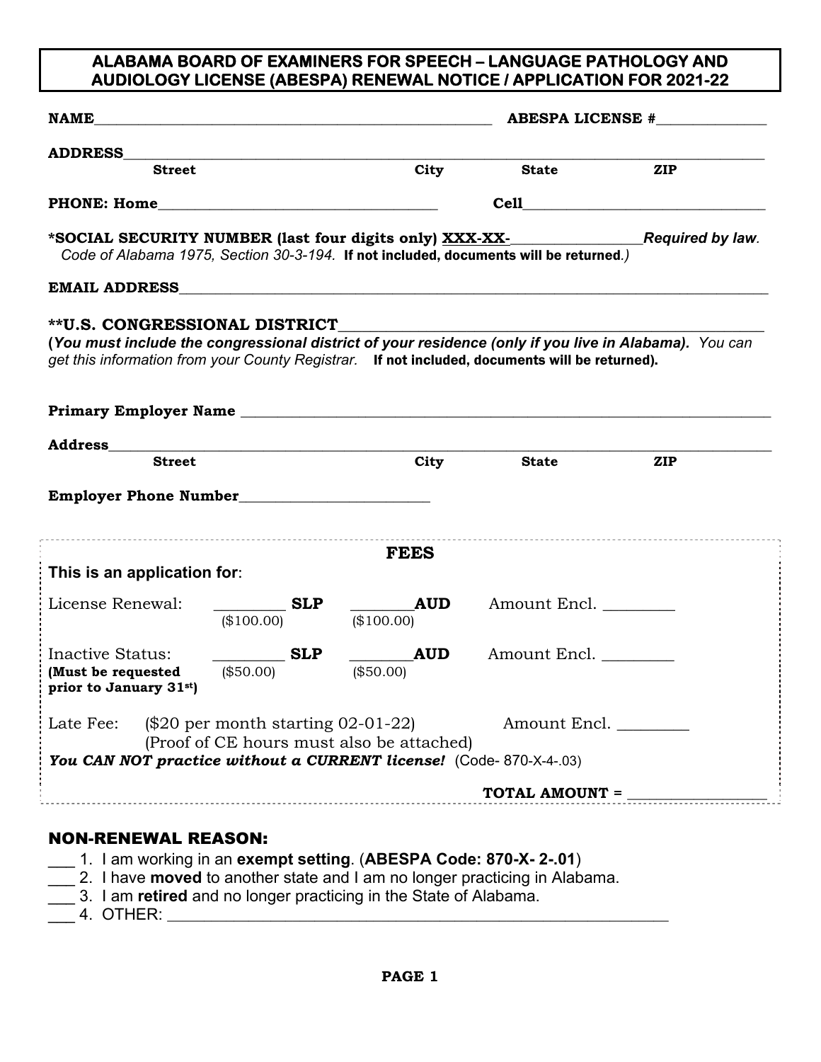**ALABAMA BOARD OF EXAMINERS FOR SPEECH – LANGUAGE PATHOLOGY AND AUDIOLOGY LICENSE (ABESPA) RENEWAL NOTICE / APPLICATION FOR 2021-22**

**NAME**__________________________________________________ **ABESPA LICENSE #**_____________

**ADDRESS**_____________________________________________________________________________
**Street** **City** **State** **ZIP**

**PHONE: Home**___________________________________ **Cell**______________________________

***SOCIAL SECURITY NUMBER (last four digits only) XXX-XX-**________________*Required by law. Code of Alabama 1975, Section 30-3-194.* **If not included, documents will be returned**.)

**EMAIL ADDRESS**______________________________________________________________________

****U.S. CONGRESSIONAL DISTRICT**________________________________________________________
(***You must include the congressional district of your residence (only if you live in Alabama).*** *You can get this information from your County Registrar.* **If not included, documents will be returned).**

**Primary Employer Name** ______________________________________________________________

**Address**_______________________________________________________________________________
**Street** **City** **State** **ZIP**

**Employer Phone Number**_______________________

## FEES

**This is an application for**:

License Renewal: ________ **SLP** ($100.00) ________**AUD** ($100.00) Amount Encl. ________

Inactive Status: ________ **SLP** ($50.00) ________**AUD** ($50.00) Amount Encl. ________
**(Must be requested prior to January 31st)**

Late Fee: ($20 per month starting 02-01-22) Amount Encl. ________
(Proof of CE hours must also be attached)

***You CAN NOT practice without a CURRENT license!*** (Code- 870-X-4-.03)

**TOTAL AMOUNT =** ________________

## NON-RENEWAL REASON:

___ 1. I am working in an **exempt setting**. (**ABESPA Code: 870-X- 2-.01**)
___ 2. I have **moved** to another state and I am no longer practicing in Alabama.
___ 3. I am **retired** and no longer practicing in the State of Alabama.
___ 4. OTHER: ___________________________________________________________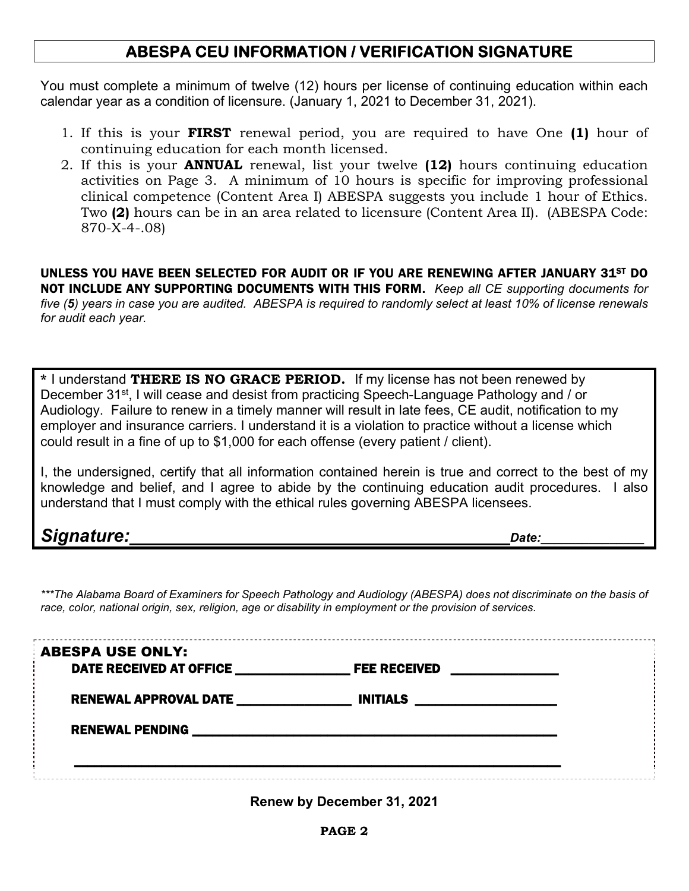## ABESPA CEU INFORMATION / VERIFICATION SIGNATURE

You must complete a minimum of twelve (12) hours per license of continuing education within each calendar year as a condition of licensure. (January 1, 2021 to December 31, 2021).

1. If this is your **FIRST** renewal period, you are required to have One **(1)** hour of continuing education for each month licensed.
2. If this is your **ANNUAL** renewal, list your twelve **(12)** hours continuing education activities on Page 3. A minimum of 10 hours is specific for improving professional clinical competence (Content Area I) ABESPA suggests you include 1 hour of Ethics. Two **(2)** hours can be in an area related to licensure (Content Area II). (ABESPA Code: 870-X-4-.08)

**UNLESS YOU HAVE BEEN SELECTED FOR AUDIT OR IF YOU ARE RENEWING AFTER JANUARY 31ST DO NOT INCLUDE ANY SUPPORTING DOCUMENTS WITH THIS FORM.** *Keep all CE supporting documents for five (**5**) years in case you are audited. ABESPA is required to randomly select at least 10% of license renewals for audit each year.*

**\*** I understand **THERE IS NO GRACE PERIOD.** If my license has not been renewed by December 31st, I will cease and desist from practicing Speech-Language Pathology and / or Audiology. Failure to renew in a timely manner will result in late fees, CE audit, notification to my employer and insurance carriers. I understand it is a violation to practice without a license which could result in a fine of up to $1,000 for each offense (every patient / client).

I, the undersigned, certify that all information contained herein is true and correct to the best of my knowledge and belief, and I agree to abide by the continuing education audit procedures. I also understand that I must comply with the ethical rules governing ABESPA licensees.

***Signature:*** ___________________________________________ ***Date:*** ______________

*\*\*\*The Alabama Board of Examiners for Speech Pathology and Audiology (ABESPA) does not discriminate on the basis of race, color, national origin, sex, religion, age or disability in employment or the provision of services.*

**ABESPA USE ONLY:**

**DATE RECEIVED AT OFFICE** ________________ **FEE RECEIVED** _______________

**RENEWAL APPROVAL DATE** ________________ **INITIALS** ____________________

**RENEWAL PENDING** ____________________________________________________

_____________________________________________________________________

**Renew by December 31, 2021**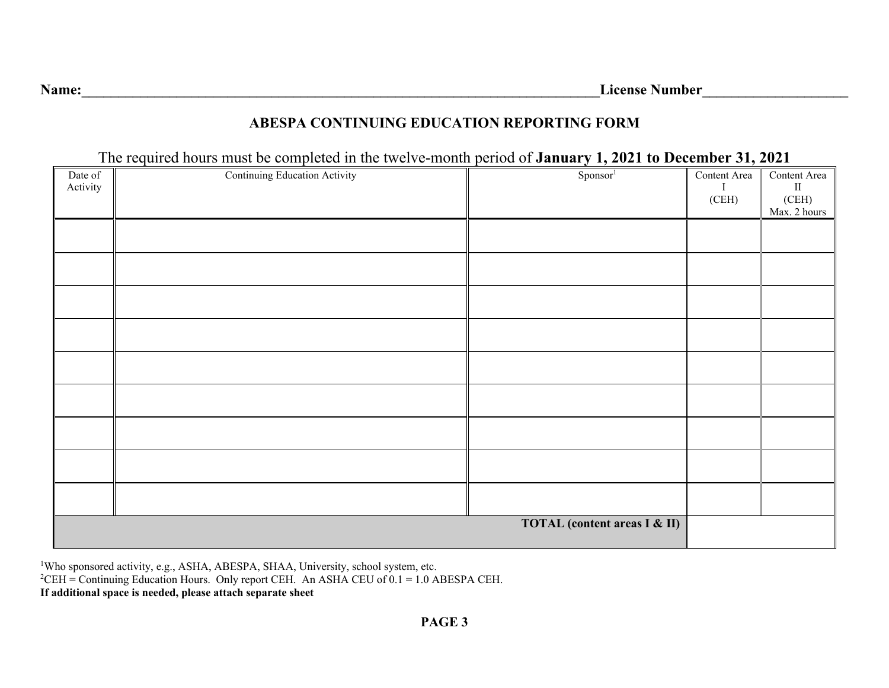**Name:\_\_\_\_\_\_\_\_\_\_\_\_\_\_\_\_\_\_\_\_\_\_\_\_\_\_\_\_\_\_\_\_\_\_\_\_\_\_\_\_\_\_\_\_\_\_\_\_\_\_\_\_\_\_\_\_\_\_\_\_\_\_\_\_\_\_\_\_\_\_\_\_\_License Number\_\_\_\_\_\_\_\_\_\_\_\_\_\_\_\_\_\_\_\_\_\_**

## ABESPA CONTINUING EDUCATION REPORTING FORM

The required hours must be completed in the twelve-month period of **January 1, 2021 to December 31, 2021**

| Date of Activity | Continuing Education Activity | Sponsor[1] | Content Area I (CEH) | Content Area II (CEH) Max. 2 hours |
|---|---|---|---|---|
| | | | | |
| | | | | |
| | | | | |
| | | | | |
| | | | | |
| | | | | |
| | | | | |
| | | | | |
| | | | | |
| | | **TOTAL (content areas I & II)** | | |

[1]Who sponsored activity, e.g., ASHA, ABESPA, SHAA, University, school system, etc.
[2]CEH = Continuing Education Hours. Only report CEH. An ASHA CEU of 0.1 = 1.0 ABESPA CEH.
**If additional space is needed, please attach separate sheet**